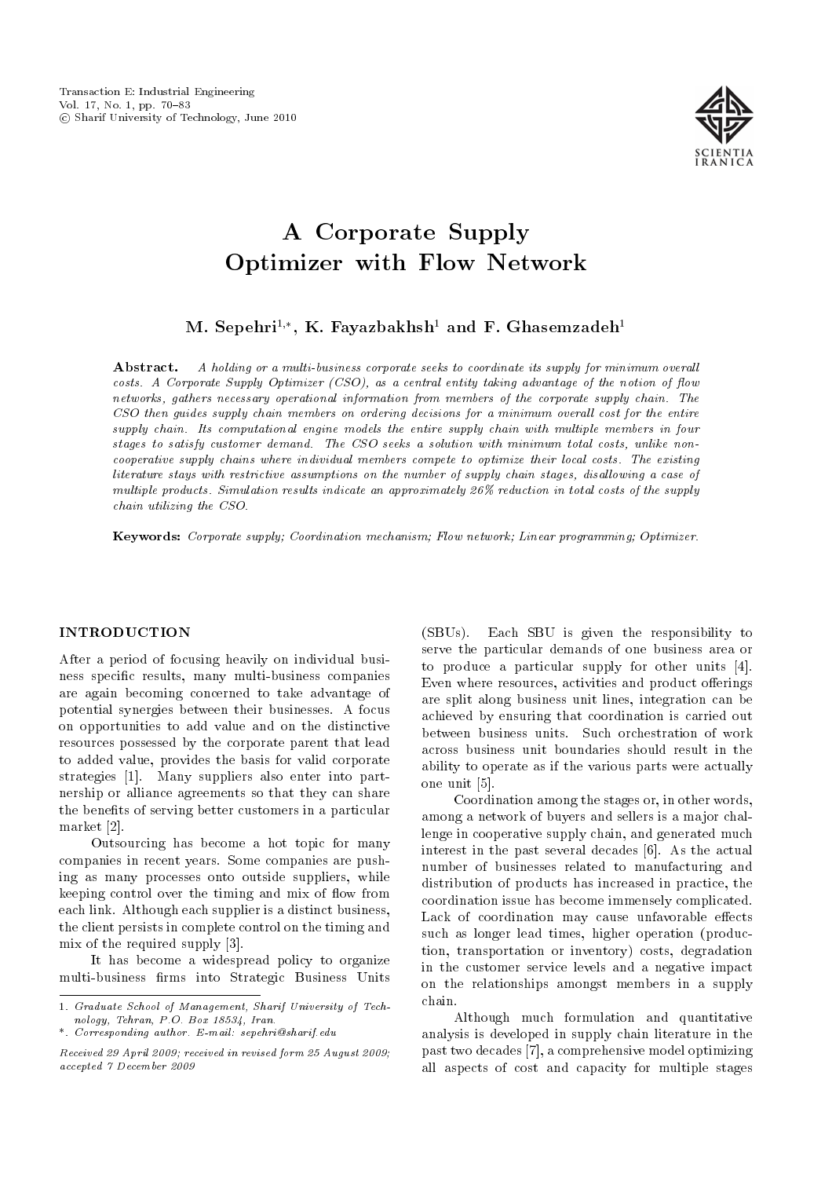# A Corporate Supply Optimizer with Flow Network

**M. Sepehri[1,*], K. Fayazbakhsh[1] and F. Ghasemzadeh[1]**

**Abstract.** *A holding or a multi-business corporate seeks to coordinate its supply for minimum overall costs. A Corporate Supply Optimizer (CSO), as a central entity taking advantage of the notion of flow networks, gathers necessary operational information from members of the corporate supply chain. The CSO then guides supply chain members on ordering decisions for a minimum overall cost for the entire supply chain. Its computational engine models the entire supply chain with multiple members in four stages to satisfy customer demand. The CSO seeks a solution with minimum total costs, unlike non-cooperative supply chains where individual members compete to optimize their local costs. The existing literature stays with restrictive assumptions on the number of supply chain stages, disallowing a case of multiple products. Simulation results indicate an approximately 26% reduction in total costs of the supply chain utilizing the CSO.*

**Keywords:** *Corporate supply; Coordination mechanism; Flow network; Linear programming; Optimizer.*

## INTRODUCTION

After a period of focusing heavily on individual business specific results, many multi-business companies are again becoming concerned to take advantage of potential synergies between their businesses. A focus on opportunities to add value and on the distinctive resources possessed by the corporate parent that lead to added value, provides the basis for valid corporate strategies [1]. Many suppliers also enter into partnership or alliance agreements so that they can share the benefits of serving better customers in a particular market [2].

Outsourcing has become a hot topic for many companies in recent years. Some companies are pushing as many processes onto outside suppliers, while keeping control over the timing and mix of flow from each link. Although each supplier is a distinct business, the client persists in complete control on the timing and mix of the required supply [3].

It has become a widespread policy to organize multi-business firms into Strategic Business Units (SBUs). Each SBU is given the responsibility to serve the particular demands of one business area or to produce a particular supply for other units [4]. Even where resources, activities and product offerings are split along business unit lines, integration can be achieved by ensuring that coordination is carried out between business units. Such orchestration of work across business unit boundaries should result in the ability to operate as if the various parts were actually one unit [5].

Coordination among the stages or, in other words, among a network of buyers and sellers is a major challenge in cooperative supply chain, and generated much interest in the past several decades [6]. As the actual number of businesses related to manufacturing and distribution of products has increased in practice, the coordination issue has become immensely complicated. Lack of coordination may cause unfavorable effects such as longer lead times, higher operation (production, transportation or inventory) costs, degradation in the customer service levels and a negative impact on the relationships amongst members in a supply chain.

Although much formulation and quantitative analysis is developed in supply chain literature in the past two decades [7], a comprehensive model optimizing all aspects of cost and capacity for multiple stages

---

1. *Graduate School of Management, Sharif University of Technology, Tehran, P.O. Box 18534, Iran.*

\*. *Corresponding author. E-mail: sepehri@sharif.edu*

*Received 29 April 2009; received in revised form 25 August 2009; accepted 7 December 2009*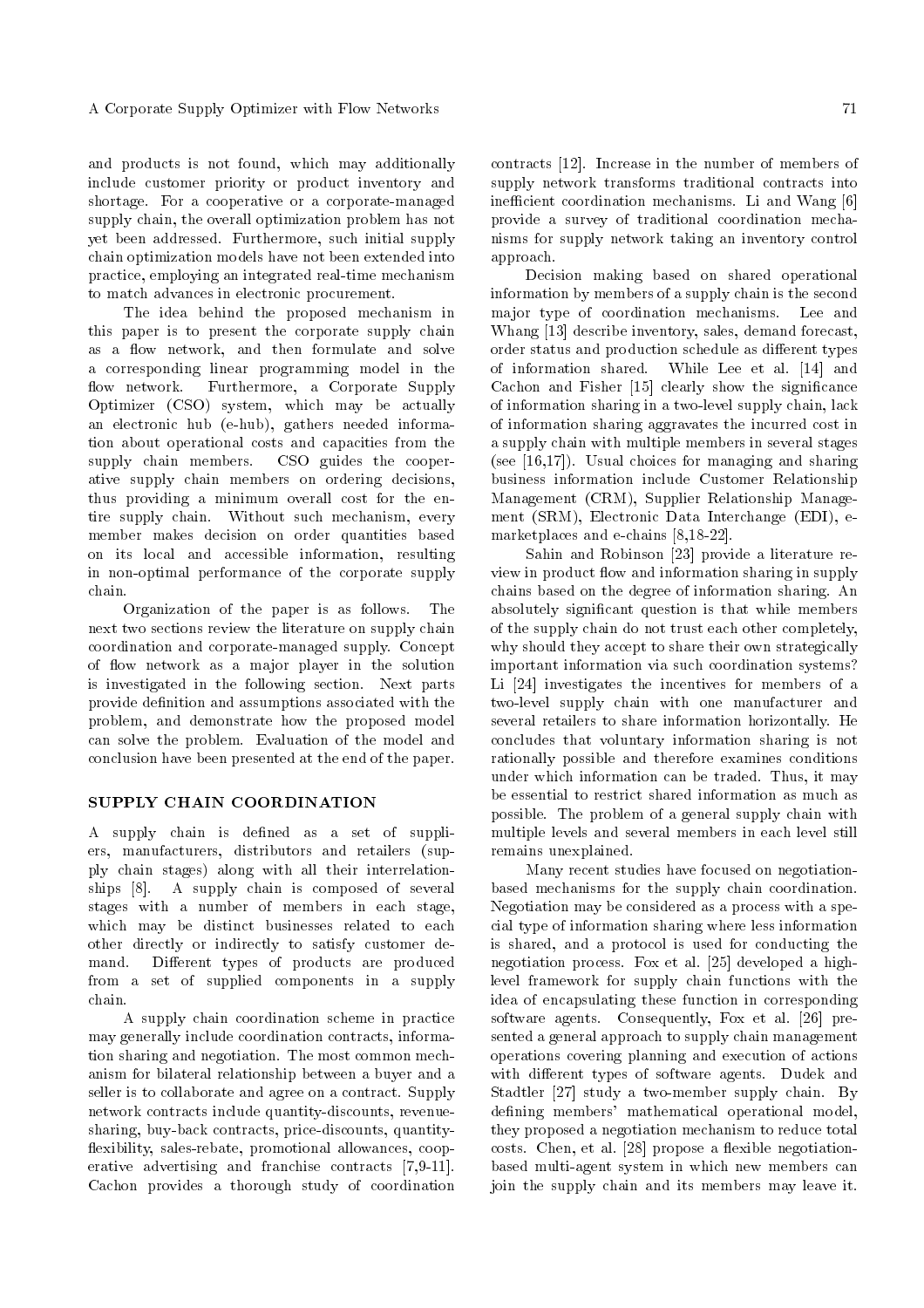and products is not found, which may additionally include customer priority or product inventory and shortage. For a cooperative or a corporate-managed supply chain, the overall optimization problem has not yet been addressed. Furthermore, such initial supply chain optimization models have not been extended into practice, employing an integrated real-time mechanism to match advances in electronic procurement.

The idea behind the proposed mechanism in this paper is to present the corporate supply chain as a flow network, and then formulate and solve a corresponding linear programming model in the flow network. Furthermore, a Corporate Supply Optimizer (CSO) system, which may be actually an electronic hub (e-hub), gathers needed information about operational costs and capacities from the supply chain members. CSO guides the cooperative supply chain members on ordering decisions, thus providing a minimum overall cost for the entire supply chain. Without such mechanism, every member makes decision on order quantities based on its local and accessible information, resulting in non-optimal performance of the corporate supply chain.

Organization of the paper is as follows. The next two sections review the literature on supply chain coordination and corporate-managed supply. Concept of flow network as a major player in the solution is investigated in the following section. Next parts provide definition and assumptions associated with the problem, and demonstrate how the proposed model can solve the problem. Evaluation of the model and conclusion have been presented at the end of the paper.

## SUPPLY CHAIN COORDINATION

A supply chain is defined as a set of suppliers, manufacturers, distributors and retailers (supply chain stages) along with all their interrelationships [8]. A supply chain is composed of several stages with a number of members in each stage, which may be distinct businesses related to each other directly or indirectly to satisfy customer demand. Different types of products are produced from a set of supplied components in a supply chain.

A supply chain coordination scheme in practice may generally include coordination contracts, information sharing and negotiation. The most common mechanism for bilateral relationship between a buyer and a seller is to collaborate and agree on a contract. Supply network contracts include quantity-discounts, revenue-sharing, buy-back contracts, price-discounts, quantity-flexibility, sales-rebate, promotional allowances, cooperative advertising and franchise contracts [7,9-11]. Cachon provides a thorough study of coordination contracts [12]. Increase in the number of members of supply network transforms traditional contracts into inefficient coordination mechanisms. Li and Wang [6] provide a survey of traditional coordination mechanisms for supply network taking an inventory control approach.

Decision making based on shared operational information by members of a supply chain is the second major type of coordination mechanisms. Lee and Whang [13] describe inventory, sales, demand forecast, order status and production schedule as different types of information shared. While Lee et al. [14] and Cachon and Fisher [15] clearly show the significance of information sharing in a two-level supply chain, lack of information sharing aggravates the incurred cost in a supply chain with multiple members in several stages (see [16,17]). Usual choices for managing and sharing business information include Customer Relationship Management (CRM), Supplier Relationship Management (SRM), Electronic Data Interchange (EDI), e-marketplaces and e-chains [8,18-22].

Sahin and Robinson [23] provide a literature review in product flow and information sharing in supply chains based on the degree of information sharing. An absolutely significant question is that while members of the supply chain do not trust each other completely, why should they accept to share their own strategically important information via such coordination systems? Li [24] investigates the incentives for members of a two-level supply chain with one manufacturer and several retailers to share information horizontally. He concludes that voluntary information sharing is not rationally possible and therefore examines conditions under which information can be traded. Thus, it may be essential to restrict shared information as much as possible. The problem of a general supply chain with multiple levels and several members in each level still remains unexplained.

Many recent studies have focused on negotiation-based mechanisms for the supply chain coordination. Negotiation may be considered as a process with a special type of information sharing where less information is shared, and a protocol is used for conducting the negotiation process. Fox et al. [25] developed a high-level framework for supply chain functions with the idea of encapsulating these function in corresponding software agents. Consequently, Fox et al. [26] presented a general approach to supply chain management operations covering planning and execution of actions with different types of software agents. Dudek and Stadtler [27] study a two-member supply chain. By defining members' mathematical operational model, they proposed a negotiation mechanism to reduce total costs. Chen, et al. [28] propose a flexible negotiation-based multi-agent system in which new members can join the supply chain and its members may leave it.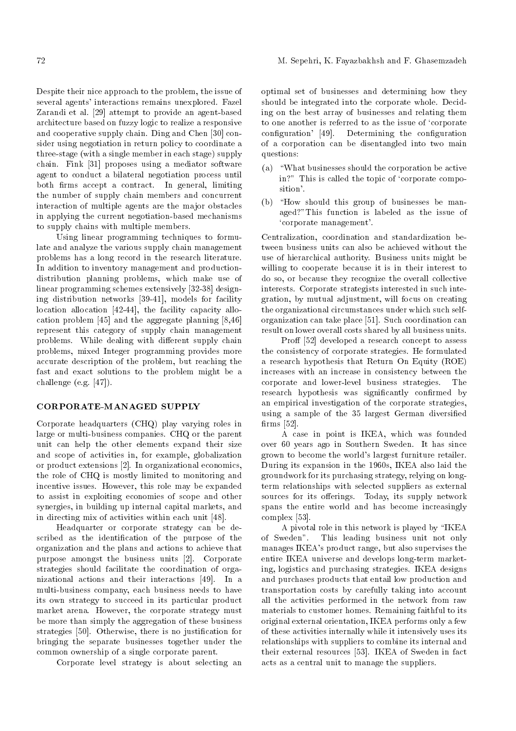Despite their nice approach to the problem, the issue of several agents' interactions remains unexplored. Fazel Zarandi et al. [29] attempt to provide an agent-based architecture based on fuzzy logic to realize a responsive and cooperative supply chain. Ding and Chen [30] consider using negotiation in return policy to coordinate a three-stage (with a single member in each stage) supply chain. Fink [31] proposes using a mediator software agent to conduct a bilateral negotiation process until both firms accept a contract. In general, limiting the number of supply chain members and concurrent interaction of multiple agents are the major obstacles in applying the current negotiation-based mechanisms to supply chains with multiple members.

Using linear programming techniques to formulate and analyze the various supply chain management problems has a long record in the research literature. In addition to inventory management and production-distribution planning problems, which make use of linear programming schemes extensively [32-38] designing distribution networks [39-41], models for facility location allocation [42-44], the facility capacity allocation problem [45] and the aggregate planning [8,46] represent this category of supply chain management problems. While dealing with different supply chain problems, mixed Integer programming provides more accurate description of the problem, but reaching the fast and exact solutions to the problem might be a challenge (e.g. [47]).

## CORPORATE-MANAGED SUPPLY

Corporate headquarters (CHQ) play varying roles in large or multi-business companies. CHQ or the parent unit can help the other elements expand their size and scope of activities in, for example, globalization or product extensions [2]. In organizational economics, the role of CHQ is mostly limited to monitoring and incentive issues. However, this role may be expanded to assist in exploiting economies of scope and other synergies, in building up internal capital markets, and in directing mix of activities within each unit [48].

Headquarter or corporate strategy can be described as the identification of the purpose of the organization and the plans and actions to achieve that purpose amongst the business units [2]. Corporate strategies should facilitate the coordination of organizational actions and their interactions [49]. In a multi-business company, each business needs to have its own strategy to succeed in its particular product market arena. However, the corporate strategy must be more than simply the aggregation of these business strategies [50]. Otherwise, there is no justification for bringing the separate businesses together under the common ownership of a single corporate parent.

Corporate level strategy is about selecting an optimal set of businesses and determining how they should be integrated into the corporate whole. Deciding on the best array of businesses and relating them to one another is referred to as the issue of 'corporate configuration' [49]. Determining the configuration of a corporation can be disentangled into two main questions:

(a) "What businesses should the corporation be active in?" This is called the topic of 'corporate composition'.

(b) "How should this group of businesses be managed?" This function is labeled as the issue of 'corporate management'.

Centralization, coordination and standardization between business units can also be achieved without the use of hierarchical authority. Business units might be willing to cooperate because it is in their interest to do so, or because they recognize the overall collective interests. Corporate strategists interested in such integration, by mutual adjustment, will focus on creating the organizational circumstances under which such self-organization can take place [51]. Such coordination can result on lower overall costs shared by all business units.

Proff [52] developed a research concept to assess the consistency of corporate strategies. He formulated a research hypothesis that Return On Equity (ROE) increases with an increase in consistency between the corporate and lower-level business strategies. The research hypothesis was significantly confirmed by an empirical investigation of the corporate strategies, using a sample of the 35 largest German diversified firms [52].

A case in point is IKEA, which was founded over 60 years ago in Southern Sweden. It has since grown to become the world's largest furniture retailer. During its expansion in the 1960s, IKEA also laid the groundwork for its purchasing strategy, relying on long-term relationships with selected suppliers as external sources for its offerings. Today, its supply network spans the entire world and has become increasingly complex [53].

A pivotal role in this network is played by "IKEA of Sweden". This leading business unit not only manages IKEA's product range, but also supervises the entire IKEA universe and develops long-term marketing, logistics and purchasing strategies. IKEA designs and purchases products that entail low production and transportation costs by carefully taking into account all the activities performed in the network from raw materials to customer homes. Remaining faithful to its original external orientation, IKEA performs only a few of these activities internally while it intensively uses its relationships with suppliers to combine its internal and their external resources [53]. IKEA of Sweden in fact acts as a central unit to manage the suppliers.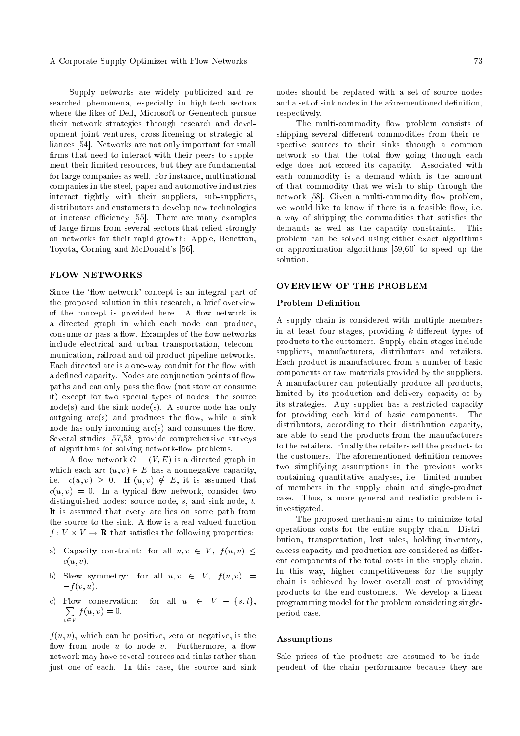Supply networks are widely publicized and researched phenomena, especially in high-tech sectors where the likes of Dell, Microsoft or Genentech pursue their network strategies through research and development joint ventures, cross-licensing or strategic alliances [54]. Networks are not only important for small firms that need to interact with their peers to supplement their limited resources, but they are fundamental for large companies as well. For instance, multinational companies in the steel, paper and automotive industries interact tightly with their suppliers, sub-suppliers, distributors and customers to develop new technologies or increase efficiency [55]. There are many examples of large firms from several sectors that relied strongly on networks for their rapid growth: Apple, Benetton, Toyota, Corning and McDonald's [56].

## FLOW NETWORKS

Since the 'flow network' concept is an integral part of the proposed solution in this research, a brief overview of the concept is provided here. A flow network is a directed graph in which each node can produce, consume or pass a flow. Examples of the flow networks include electrical and urban transportation, telecommunication, railroad and oil product pipeline networks. Each directed arc is a one-way conduit for the flow with a defined capacity. Nodes are conjunction points of flow paths and can only pass the flow (not store or consume it) except for two special types of nodes: the source node(s) and the sink node(s). A source node has only outgoing arc(s) and produces the flow, while a sink node has only incoming arc(s) and consumes the flow. Several studies [57,58] provide comprehensive surveys of algorithms for solving network-flow problems.

A flow network $G = (V, E)$ is a directed graph in which each arc $(u, v) \in E$ has a nonnegative capacity, i.e. $c(u, v) \geq 0$. If $(u, v) \notin E$, it is assumed that $c(u, v) = 0$. In a typical flow network, consider two distinguished nodes: source node, $s$, and sink node, $t$. It is assumed that every arc lies on some path from the source to the sink. A flow is a real-valued function $f : V \times V \rightarrow \mathbf{R}$ that satisfies the following properties:

a) Capacity constraint: for all $u, v \in V$, $f(u, v) \leq c(u, v)$.

b) Skew symmetry: for all $u, v \in V$, $f(u, v) = -f(v, u)$.

c) Flow conservation: for all $u \in V - \{s, t\}$, $\sum_{v \in V} f(u, v) = 0$.

$f(u, v)$, which can be positive, zero or negative, is the flow from node $u$ to node $v$. Furthermore, a flow network may have several sources and sinks rather than just one of each. In this case, the source and sink nodes should be replaced with a set of source nodes and a set of sink nodes in the aforementioned definition, respectively.

The multi-commodity flow problem consists of shipping several different commodities from their respective sources to their sinks through a common network so that the total flow going through each edge does not exceed its capacity. Associated with each commodity is a demand which is the amount of that commodity that we wish to ship through the network [58]. Given a multi-commodity flow problem, we would like to know if there is a feasible flow, i.e. a way of shipping the commodities that satisfies the demands as well as the capacity constraints. This problem can be solved using either exact algorithms or approximation algorithms [59,60] to speed up the solution.

## OVERVIEW OF THE PROBLEM

### Problem Definition

A supply chain is considered with multiple members in at least four stages, providing $k$ different types of products to the customers. Supply chain stages include suppliers, manufacturers, distributors and retailers. Each product is manufactured from a number of basic components or raw materials provided by the suppliers. A manufacturer can potentially produce all products, limited by its production and delivery capacity or by its strategies. Any supplier has a restricted capacity for providing each kind of basic components. The distributors, according to their distribution capacity, are able to send the products from the manufacturers to the retailers. Finally the retailers sell the products to the customers. The aforementioned definition removes two simplifying assumptions in the previous works containing quantitative analyses, i.e. limited number of members in the supply chain and single-product case. Thus, a more general and realistic problem is investigated.

The proposed mechanism aims to minimize total operations costs for the entire supply chain. Distribution, transportation, lost sales, holding inventory, excess capacity and production are considered as different components of the total costs in the supply chain. In this way, higher competitiveness for the supply chain is achieved by lower overall cost of providing products to the end-customers. We develop a linear programming model for the problem considering single-period case.

### Assumptions

Sale prices of the products are assumed to be independent of the chain performance because they are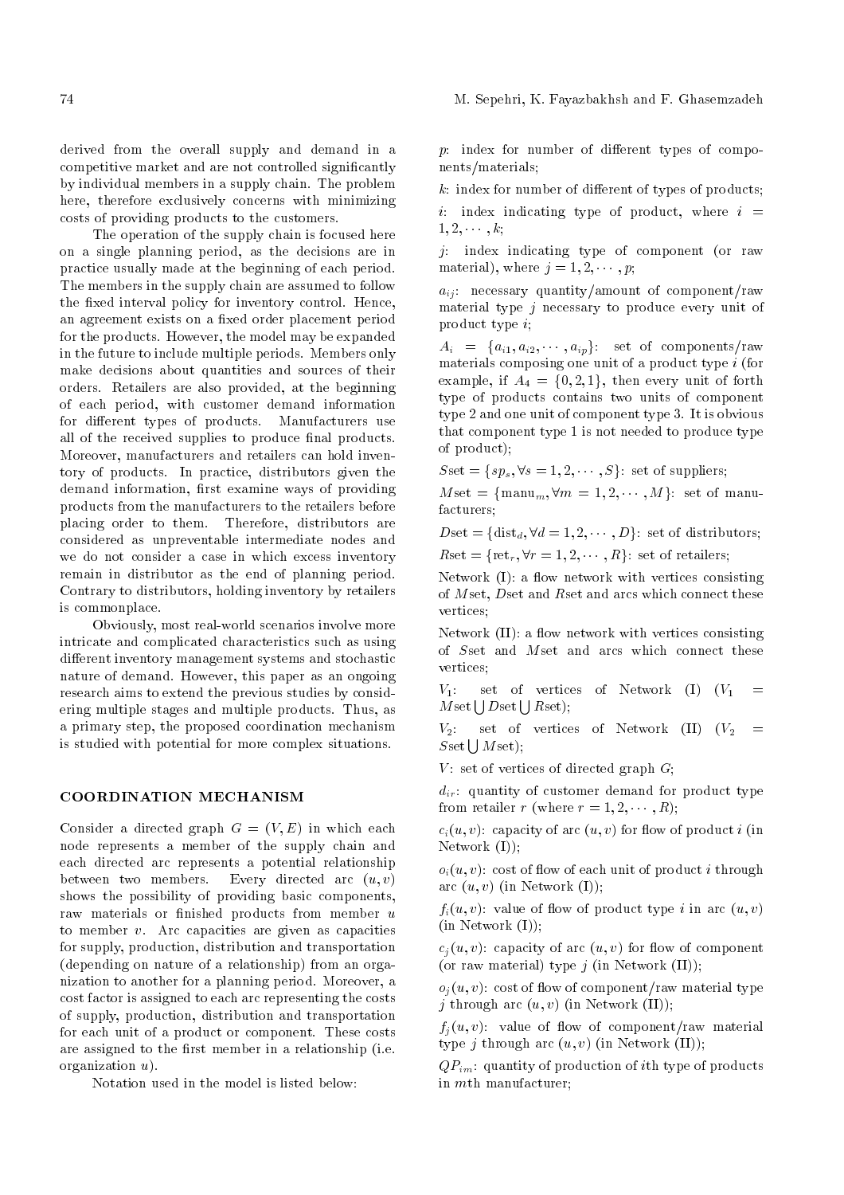derived from the overall supply and demand in a competitive market and are not controlled significantly by individual members in a supply chain. The problem here, therefore exclusively concerns with minimizing costs of providing products to the customers.

The operation of the supply chain is focused here on a single planning period, as the decisions are in practice usually made at the beginning of each period. The members in the supply chain are assumed to follow the fixed interval policy for inventory control. Hence, an agreement exists on a fixed order placement period for the products. However, the model may be expanded in the future to include multiple periods. Members only make decisions about quantities and sources of their orders. Retailers are also provided, at the beginning of each period, with customer demand information for different types of products. Manufacturers use all of the received supplies to produce final products. Moreover, manufacturers and retailers can hold inventory of products. In practice, distributors given the demand information, first examine ways of providing products from the manufacturers to the retailers before placing order to them. Therefore, distributors are considered as unpreventable intermediate nodes and we do not consider a case in which excess inventory remain in distributor as the end of planning period. Contrary to distributors, holding inventory by retailers is commonplace.

Obviously, most real-world scenarios involve more intricate and complicated characteristics such as using different inventory management systems and stochastic nature of demand. However, this paper as an ongoing research aims to extend the previous studies by considering multiple stages and multiple products. Thus, as a primary step, the proposed coordination mechanism is studied with potential for more complex situations.

## COORDINATION MECHANISM

Consider a directed graph $G = (V, E)$ in which each node represents a member of the supply chain and each directed arc represents a potential relationship between two members. Every directed arc $(u, v)$ shows the possibility of providing basic components, raw materials or finished products from member $u$ to member $v$. Arc capacities are given as capacities for supply, production, distribution and transportation (depending on nature of a relationship) from an organization to another for a planning period. Moreover, a cost factor is assigned to each arc representing the costs of supply, production, distribution and transportation for each unit of a product or component. These costs are assigned to the first member in a relationship (i.e. organization $u$).

Notation used in the model is listed below:

$p$: index for number of different types of components/materials;

$k$: index for number of different of types of products;

$i$: index indicating type of product, where $i = 1, 2, \cdots, k$;

$j$: index indicating type of component (or raw material), where $j = 1, 2, \cdots, p$;

$a_{ij}$: necessary quantity/amount of component/raw material type $j$ necessary to produce every unit of product type $i$;

$A_i = \{a_{i1}, a_{i2}, \cdots, a_{ip}\}$: set of components/raw materials composing one unit of a product type $i$ (for example, if $A_4 = \{0, 2, 1\}$, then every unit of forth type of products contains two units of component type 2 and one unit of component type 3. It is obvious that component type 1 is not needed to produce type of product);

$S\text{set} = \{sp_s, \forall s = 1, 2, \cdots, S\}$: set of suppliers;

$M\text{set} = \{\text{manu}_m, \forall m = 1, 2, \cdots, M\}$: set of manufacturers;

$D\text{set} = \{\text{dist}_d, \forall d = 1, 2, \cdots, D\}$: set of distributors;

$R\text{set} = \{\text{ret}_r, \forall r = 1, 2, \cdots, R\}$: set of retailers;

Network (I): a flow network with vertices consisting of $M$set, $D$set and $R$set and arcs which connect these vertices;

Network (II): a flow network with vertices consisting of $S$set and $M$set and arcs which connect these vertices;

$V_1$: set of vertices of Network (I) ($V_1 = M\text{set} \bigcup D\text{set} \bigcup R\text{set}$);

$V_2$: set of vertices of Network (II) ($V_2 = S\text{set} \bigcup M\text{set}$);

$V$: set of vertices of directed graph $G$;

$d_{ir}$: quantity of customer demand for product type from retailer $r$ (where $r = 1, 2, \cdots, R$);

$c_i(u, v)$: capacity of arc $(u, v)$ for flow of product $i$ (in Network (I));

$o_i(u, v)$: cost of flow of each unit of product $i$ through arc $(u, v)$ (in Network (I));

$f_i(u, v)$: value of flow of product type $i$ in arc $(u, v)$ (in Network (I));

$c_j(u, v)$: capacity of arc $(u, v)$ for flow of component (or raw material) type $j$ (in Network (II));

$o_j(u, v)$: cost of flow of component/raw material type $j$ through arc $(u, v)$ (in Network (II));

$f_j(u, v)$: value of flow of component/raw material type $j$ through arc $(u, v)$ (in Network (II));

$QP_{im}$: quantity of production of $i$th type of products in $m$th manufacturer;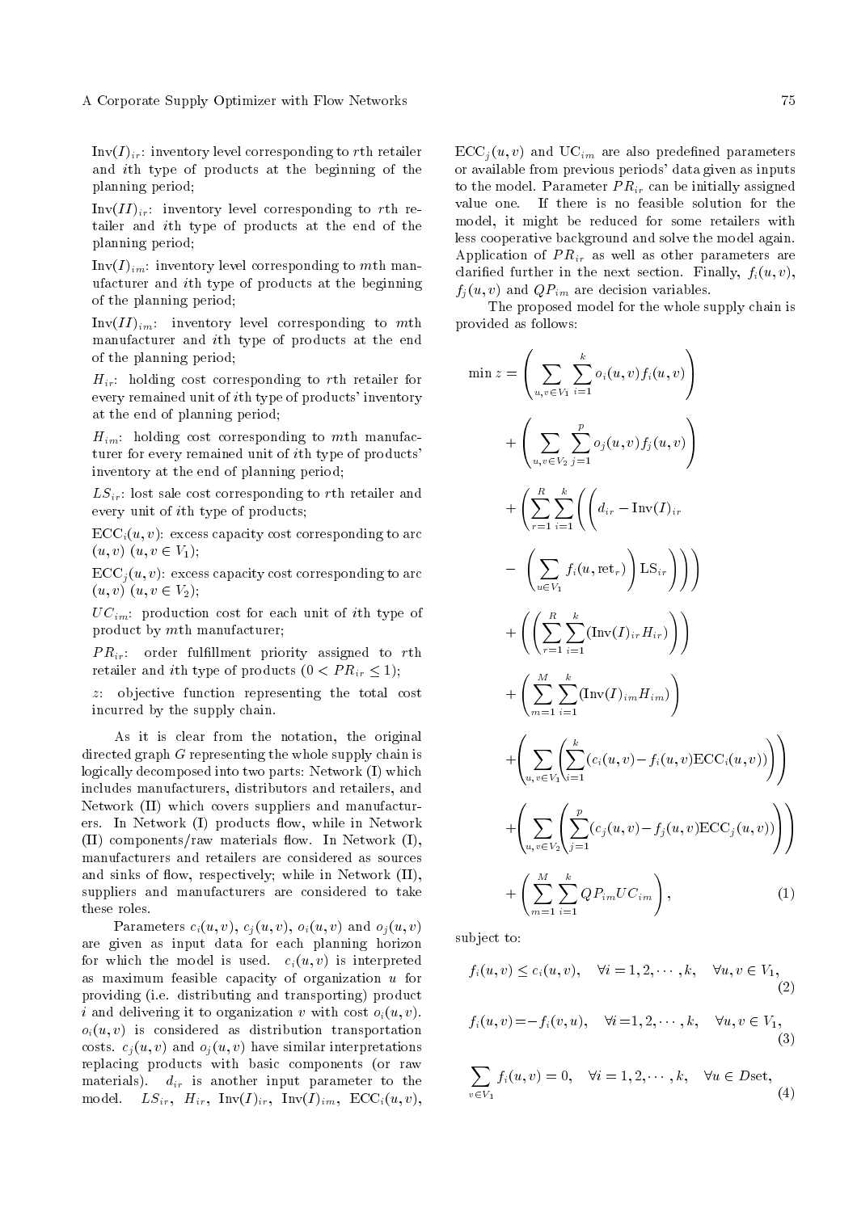$\text{Inv}(I)_{ir}$: inventory level corresponding to $r$th retailer and $i$th type of products at the beginning of the planning period;

$\text{Inv}(II)_{ir}$: inventory level corresponding to $r$th retailer and $i$th type of products at the end of the planning period;

$\text{Inv}(I)_{im}$: inventory level corresponding to $m$th manufacturer and $i$th type of products at the beginning of the planning period;

$\text{Inv}(II)_{im}$: inventory level corresponding to $m$th manufacturer and $i$th type of products at the end of the planning period;

$H_{ir}$: holding cost corresponding to $r$th retailer for every remained unit of $i$th type of products' inventory at the end of planning period;

$H_{im}$: holding cost corresponding to $m$th manufacturer for every remained unit of $i$th type of products' inventory at the end of planning period;

$LS_{ir}$: lost sale cost corresponding to $r$th retailer and every unit of $i$th type of products;

$\text{ECC}_i(u,v)$: excess capacity cost corresponding to arc $(u,v)$ $(u,v \in V_1)$;

$\text{ECC}_j(u,v)$: excess capacity cost corresponding to arc $(u,v)$ $(u,v \in V_2)$;

$UC_{im}$: production cost for each unit of $i$th type of product by $m$th manufacturer;

$PR_{ir}$: order fulfillment priority assigned to $r$th retailer and $i$th type of products $(0 < PR_{ir} \leq 1)$;

$z$: objective function representing the total cost incurred by the supply chain.

As it is clear from the notation, the original directed graph $G$ representing the whole supply chain is logically decomposed into two parts: Network (I) which includes manufacturers, distributors and retailers, and Network (II) which covers suppliers and manufacturers. In Network (I) products flow, while in Network (II) components/raw materials flow. In Network (I), manufacturers and retailers are considered as sources and sinks of flow, respectively; while in Network (II), suppliers and manufacturers are considered to take these roles.

Parameters $c_i(u,v)$, $c_j(u,v)$, $o_i(u,v)$ and $o_j(u,v)$ are given as input data for each planning horizon for which the model is used. $c_i(u,v)$ is interpreted as maximum feasible capacity of organization $u$ for providing (i.e. distributing and transporting) product $i$ and delivering it to organization $v$ with cost $o_i(u,v)$. $o_i(u,v)$ is considered as distribution transportation costs. $c_j(u,v)$ and $o_j(u,v)$ have similar interpretations replacing products with basic components (or raw materials). $d_{ir}$ is another input parameter to the model. $LS_{ir}$, $H_{ir}$, $\text{Inv}(I)_{ir}$, $\text{Inv}(I)_{im}$, $\text{ECC}_i(u,v)$, $\text{ECC}_j(u,v)$ and $\text{UC}_{im}$ are also predefined parameters or available from previous periods' data given as inputs to the model. Parameter $PR_{ir}$ can be initially assigned value one. If there is no feasible solution for the model, it might be reduced for some retailers with less cooperative background and solve the model again. Application of $PR_{ir}$ as well as other parameters are clarified further in the next section. Finally, $f_i(u,v)$, $f_j(u,v)$ and $QP_{im}$ are decision variables.

The proposed model for the whole supply chain is provided as follows:

$$
\begin{aligned}
\min z = & \left( \sum_{u,v \in V_1} \sum_{i=1}^{k} o_i(u,v) f_i(u,v) \right) \\
& + \left( \sum_{u,v \in V_2} \sum_{j=1}^{p} o_j(u,v) f_j(u,v) \right) \\
& + \left( \sum_{r=1}^{R} \sum_{i=1}^{k} \left( \left( d_{ir} - \text{Inv}(I)_{ir} \right. \right. \right. \\
& - \left. \left. \left. \left( \sum_{u \in V_1} f_i(u, \text{ret}_r) \right) \text{LS}_{ir} \right) \right) \right) \\
& + \left( \left( \sum_{r=1}^{R} \sum_{i=1}^{k} (\text{Inv}(I)_{ir} H_{ir}) \right) \right) \\
& + \left( \sum_{m=1}^{M} \sum_{i=1}^{k} (\text{Inv}(I)_{im} H_{im}) \right) \\
& + \left( \sum_{u,v \in V_1} \left( \sum_{i=1}^{k} (c_i(u,v) - f_i(u,v) \text{ECC}_i(u,v)) \right) \right) \\
& + \left( \sum_{u,v \in V_2} \left( \sum_{j=1}^{p} (c_j(u,v) - f_j(u,v) \text{ECC}_j(u,v)) \right) \right) \\
& + \left( \sum_{m=1}^{M} \sum_{i=1}^{k} QP_{im} UC_{im} \right), \qquad (1)
\end{aligned}
$$

subject to:

$$
f_i(u,v) \leq c_i(u,v), \quad \forall i = 1, 2, \cdots, k, \quad \forall u, v \in V_1, \qquad (2)
$$

$$
f_i(u,v) = -f_i(v,u), \quad \forall i = 1, 2, \cdots, k, \quad \forall u, v \in V_1, \qquad (3)
$$

$$
\sum_{v \in V_1} f_i(u,v) = 0, \quad \forall i = 1, 2, \cdots, k, \quad \forall u \in D\text{set}, \qquad (4)
$$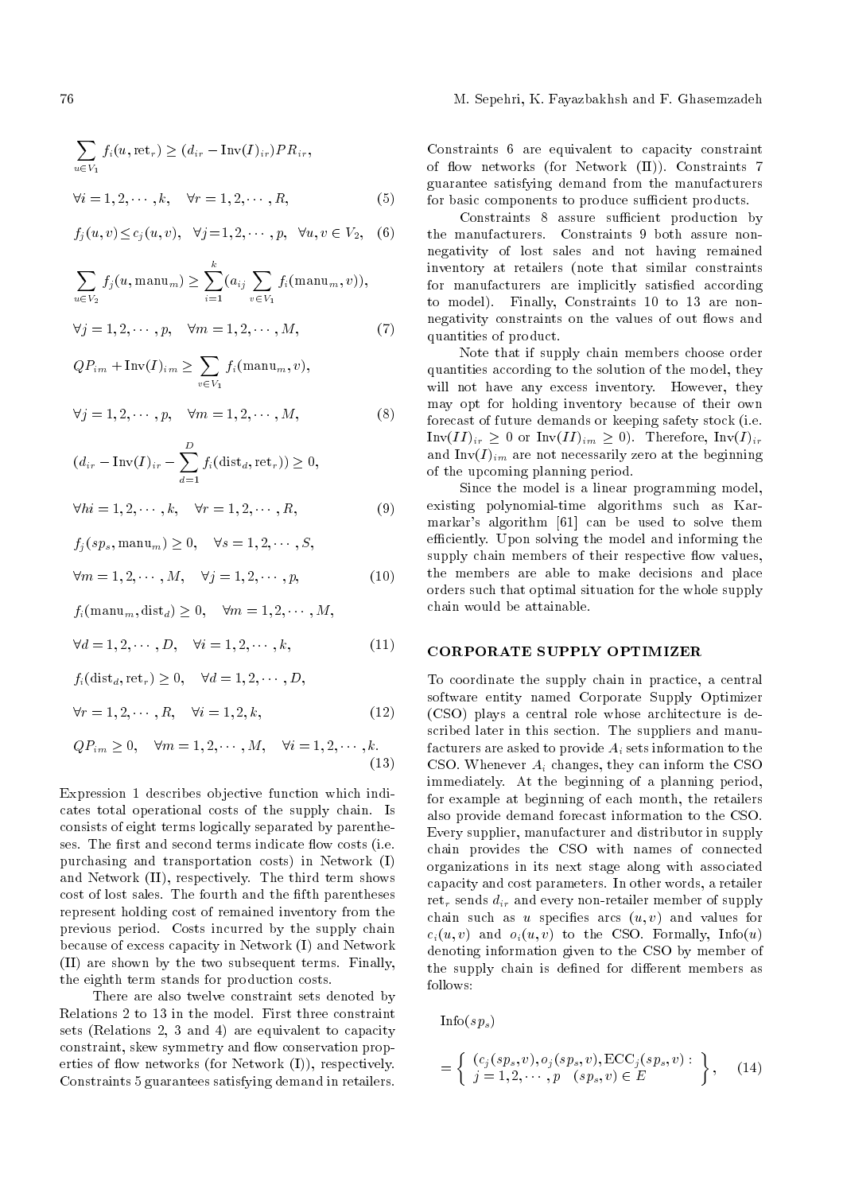$$\sum_{u \in V_1} f_i(u, \text{ret}_r) \geq (d_{ir} - \text{Inv}(I)_{ir}) PR_{ir},$$

$$\forall i = 1, 2, \cdots, k, \quad \forall r = 1, 2, \cdots, R, \tag{5}$$

$$f_j(u, v) \leq c_j(u, v), \quad \forall j = 1, 2, \cdots, p, \quad \forall u, v \in V_2, \tag{6}$$

$$\sum_{u \in V_2} f_j(u, \text{manu}_m) \geq \sum_{i=1}^{k} (a_{ij} \sum_{v \in V_1} f_i(\text{manu}_m, v)),$$

$$\forall j = 1, 2, \cdots, p, \quad \forall m = 1, 2, \cdots, M, \tag{7}$$

$$QP_{im} + \text{Inv}(I)_{im} \geq \sum_{v \in V_1} f_i(\text{manu}_m, v),$$

$$\forall j = 1, 2, \cdots, p, \quad \forall m = 1, 2, \cdots, M, \tag{8}$$

$$(d_{ir} - \text{Inv}(I)_{ir} - \sum_{d=1}^{D} f_i(\text{dist}_d, \text{ret}_r)) \geq 0,$$

$$\forall hi = 1, 2, \cdots, k, \quad \forall r = 1, 2, \cdots, R, \tag{9}$$

$$f_j(sp_s, \text{manu}_m) \geq 0, \quad \forall s = 1, 2, \cdots, S,$$

$$\forall m = 1, 2, \cdots, M, \quad \forall j = 1, 2, \cdots, p, \tag{10}$$

$$f_i(\text{manu}_m, \text{dist}_d) \geq 0, \quad \forall m = 1, 2, \cdots, M,$$

$$\forall d = 1, 2, \cdots, D, \quad \forall i = 1, 2, \cdots, k, \tag{11}$$

$$f_i(\text{dist}_d, \text{ret}_r) \geq 0, \quad \forall d = 1, 2, \cdots, D,$$

$$\forall r = 1, 2, \cdots, R, \quad \forall i = 1, 2, k, \tag{12}$$

$$QP_{im} \geq 0, \quad \forall m = 1, 2, \cdots, M, \quad \forall i = 1, 2, \cdots, k. \tag{13}$$

Expression 1 describes objective function which indicates total operational costs of the supply chain. Is consists of eight terms logically separated by parentheses. The first and second terms indicate flow costs (i.e. purchasing and transportation costs) in Network (I) and Network (II), respectively. The third term shows cost of lost sales. The fourth and the fifth parentheses represent holding cost of remained inventory from the previous period. Costs incurred by the supply chain because of excess capacity in Network (I) and Network (II) are shown by the two subsequent terms. Finally, the eighth term stands for production costs.

There are also twelve constraint sets denoted by Relations 2 to 13 in the model. First three constraint sets (Relations 2, 3 and 4) are equivalent to capacity constraint, skew symmetry and flow conservation properties of flow networks (for Network (I)), respectively. Constraints 5 guarantees satisfying demand in retailers. Constraints 6 are equivalent to capacity constraint of flow networks (for Network (II)). Constraints 7 guarantee satisfying demand from the manufacturers for basic components to produce sufficient products.

Constraints 8 assure sufficient production by the manufacturers. Constraints 9 both assure non-negativity of lost sales and not having remained inventory at retailers (note that similar constraints for manufacturers are implicitly satisfied according to model). Finally, Constraints 10 to 13 are non-negativity constraints on the values of out flows and quantities of product.

Note that if supply chain members choose order quantities according to the solution of the model, they will not have any excess inventory. However, they may opt for holding inventory because of their own forecast of future demands or keeping safety stock (i.e. $\text{Inv}(II)_{ir} \geq 0$ or $\text{Inv}(II)_{im} \geq 0$). Therefore, $\text{Inv}(I)_{ir}$ and $\text{Inv}(I)_{im}$ are not necessarily zero at the beginning of the upcoming planning period.

Since the model is a linear programming model, existing polynomial-time algorithms such as Karmarkar's algorithm [61] can be used to solve them efficiently. Upon solving the model and informing the supply chain members of their respective flow values, the members are able to make decisions and place orders such that optimal situation for the whole supply chain would be attainable.

## CORPORATE SUPPLY OPTIMIZER

To coordinate the supply chain in practice, a central software entity named Corporate Supply Optimizer (CSO) plays a central role whose architecture is described later in this section. The suppliers and manufacturers are asked to provide $A_i$ sets information to the CSO. Whenever $A_i$ changes, they can inform the CSO immediately. At the beginning of a planning period, for example at beginning of each month, the retailers also provide demand forecast information to the CSO. Every supplier, manufacturer and distributor in supply chain provides the CSO with names of connected organizations in its next stage along with associated capacity and cost parameters. In other words, a retailer $\text{ret}_r$ sends $d_{ir}$ and every non-retailer member of supply chain such as $u$ specifies arcs $(u, v)$ and values for $c_i(u, v)$ and $o_i(u, v)$ to the CSO. Formally, $\text{Info}(u)$ denoting information given to the CSO by member of the supply chain is defined for different members as follows:

$$\text{Info}(sp_s)$$

$$= \left\{ \begin{array}{l} (c_j(sp_s, v), o_j(sp_s, v), \text{ECC}_j(sp_s, v) : \\ j = 1, 2, \cdots, p \quad (sp_s, v) \in E \end{array} \right\}, \tag{14}$$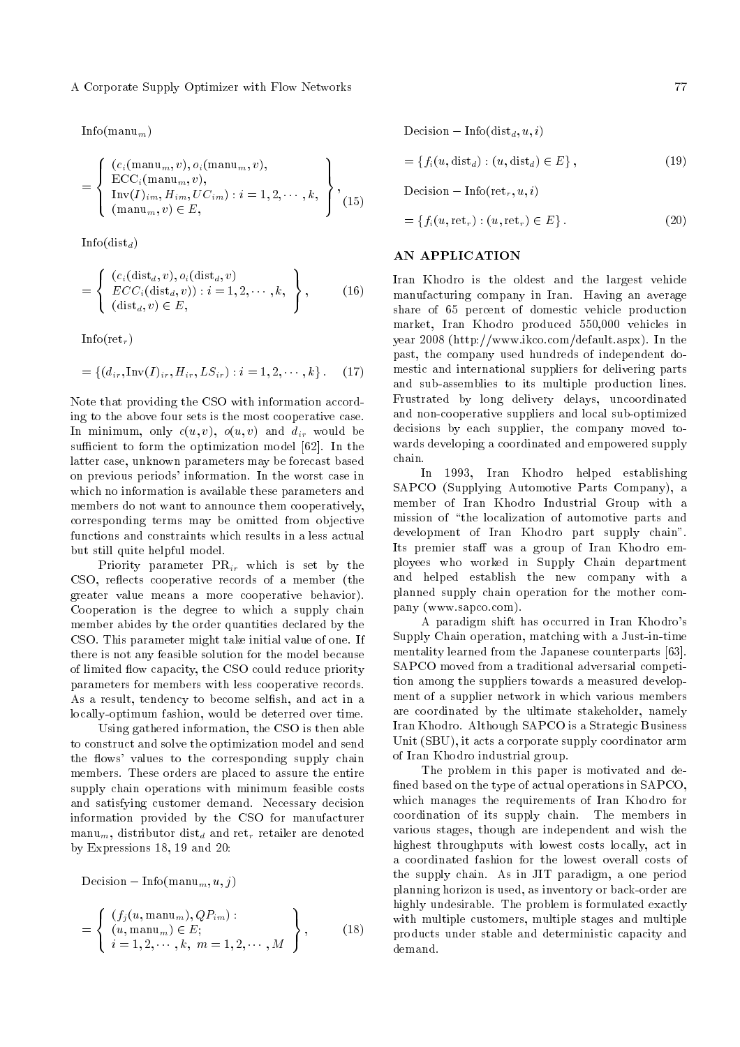$\text{Info}(\text{manu}_m)$

$$= \left\{ \begin{array}{l} (c_i(\text{manu}_m, v), o_i(\text{manu}_m, v), \\ \text{ECC}_i(\text{manu}_m, v), \\ \text{Inv}(I)_{im}, H_{im}, UC_{im}) : i = 1, 2, \cdots, k, \\ (\text{manu}_m, v) \in E, \end{array} \right\}, \tag{15}$$

$\text{Info}(\text{dist}_d)$

$$= \left\{ \begin{array}{l} (c_i(\text{dist}_d, v), o_i(\text{dist}_d, v) \\ ECC_i(\text{dist}_d, v)) : i = 1, 2, \cdots, k, \\ (\text{dist}_d, v) \in E, \end{array} \right\}, \tag{16}$$

$\text{Info}(\text{ret}_r)$

$$= \{(d_{ir}, \text{Inv}(I)_{ir}, H_{ir}, LS_{ir}) : i = 1, 2, \cdots, k\}. \tag{17}$$

Note that providing the CSO with information according to the above four sets is the most cooperative case. In minimum, only $c(u,v)$, $o(u,v)$ and $d_{ir}$ would be sufficient to form the optimization model [62]. In the latter case, unknown parameters may be forecast based on previous periods' information. In the worst case in which no information is available these parameters and members do not want to announce them cooperatively, corresponding terms may be omitted from objective functions and constraints which results in a less actual but still quite helpful model.

Priority parameter $\text{PR}_{ir}$ which is set by the CSO, reflects cooperative records of a member (the greater value means a more cooperative behavior). Cooperation is the degree to which a supply chain member abides by the order quantities declared by the CSO. This parameter might take initial value of one. If there is not any feasible solution for the model because of limited flow capacity, the CSO could reduce priority parameters for members with less cooperative records. As a result, tendency to become selfish, and act in a locally-optimum fashion, would be deterred over time.

Using gathered information, the CSO is then able to construct and solve the optimization model and send the flows' values to the corresponding supply chain members. These orders are placed to assure the entire supply chain operations with minimum feasible costs and satisfying customer demand. Necessary decision information provided by the CSO for manufacturer $\text{manu}_m$, distributor $\text{dist}_d$ and $\text{ret}_r$ retailer are denoted by Expressions 18, 19 and 20:

$\text{Decision} - \text{Info}(\text{manu}_m, u, j)$

$$= \left\{ \begin{array}{l} (f_j(u, \text{manu}_m), QP_{im}) : \\ (u, \text{manu}_m) \in E; \\ i = 1, 2, \cdots, k, \ m = 1, 2, \cdots, M \end{array} \right\}, \tag{18}$$

$\text{Decision} - \text{Info}(\text{dist}_d, u, i)$

$$= \{f_i(u, \text{dist}_d) : (u, \text{dist}_d) \in E\}, \tag{19}$$

$\text{Decision} - \text{Info}(\text{ret}_r, u, i)$

$$= \{f_i(u, \text{ret}_r) : (u, \text{ret}_r) \in E\}. \tag{20}$$

## AN APPLICATION

Iran Khodro is the oldest and the largest vehicle manufacturing company in Iran. Having an average share of 65 percent of domestic vehicle production market, Iran Khodro produced 550,000 vehicles in year 2008 (http://www.ikco.com/default.aspx). In the past, the company used hundreds of independent domestic and international suppliers for delivering parts and sub-assemblies to its multiple production lines. Frustrated by long delivery delays, uncoordinated and non-cooperative suppliers and local sub-optimized decisions by each supplier, the company moved towards developing a coordinated and empowered supply chain.

In 1993, Iran Khodro helped establishing SAPCO (Supplying Automotive Parts Company), a member of Iran Khodro Industrial Group with a mission of "the localization of automotive parts and development of Iran Khodro part supply chain". Its premier staff was a group of Iran Khodro employees who worked in Supply Chain department and helped establish the new company with a planned supply chain operation for the mother company (www.sapco.com).

A paradigm shift has occurred in Iran Khodro's Supply Chain operation, matching with a Just-in-time mentality learned from the Japanese counterparts [63]. SAPCO moved from a traditional adversarial competition among the suppliers towards a measured development of a supplier network in which various members are coordinated by the ultimate stakeholder, namely Iran Khodro. Although SAPCO is a Strategic Business Unit (SBU), it acts a corporate supply coordinator arm of Iran Khodro industrial group.

The problem in this paper is motivated and defined based on the type of actual operations in SAPCO, which manages the requirements of Iran Khodro for coordination of its supply chain. The members in various stages, though are independent and wish the highest throughputs with lowest costs locally, act in a coordinated fashion for the lowest overall costs of the supply chain. As in JIT paradigm, a one period planning horizon is used, as inventory or back-order are highly undesirable. The problem is formulated exactly with multiple customers, multiple stages and multiple products under stable and deterministic capacity and demand.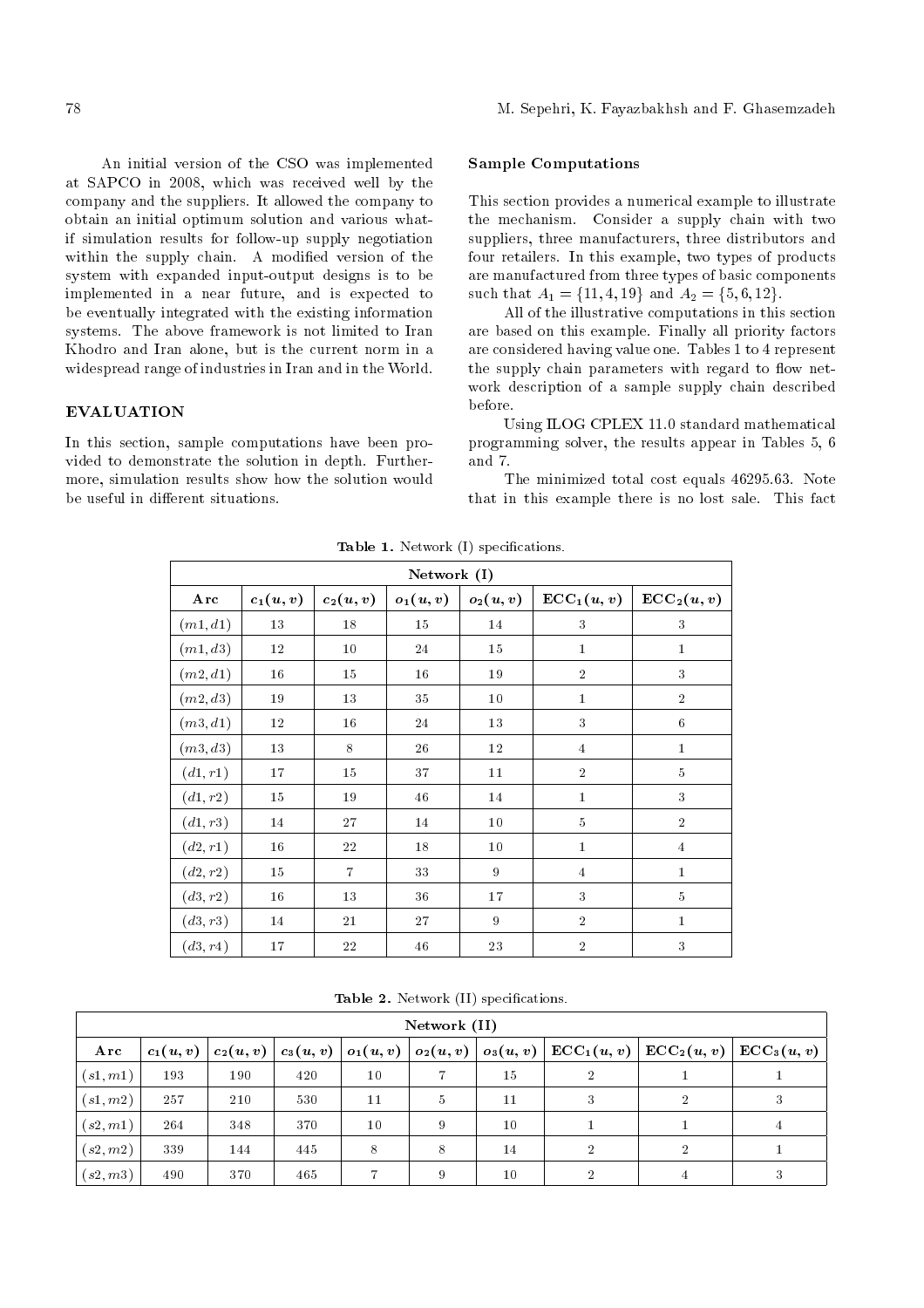An initial version of the CSO was implemented at SAPCO in 2008, which was received well by the company and the suppliers. It allowed the company to obtain an initial optimum solution and various what-if simulation results for follow-up supply negotiation within the supply chain. A modified version of the system with expanded input-output designs is to be implemented in a near future, and is expected to be eventually integrated with the existing information systems. The above framework is not limited to Iran Khodro and Iran alone, but is the current norm in a widespread range of industries in Iran and in the World.

## EVALUATION

In this section, sample computations have been provided to demonstrate the solution in depth. Furthermore, simulation results show how the solution would be useful in different situations.

### Sample Computations

This section provides a numerical example to illustrate the mechanism. Consider a supply chain with two suppliers, three manufacturers, three distributors and four retailers. In this example, two types of products are manufactured from three types of basic components such that $A_1 = \{11, 4, 19\}$ and $A_2 = \{5, 6, 12\}$.

All of the illustrative computations in this section are based on this example. Finally all priority factors are considered having value one. Tables 1 to 4 represent the supply chain parameters with regard to flow network description of a sample supply chain described before.

Using ILOG CPLEX 11.0 standard mathematical programming solver, the results appear in Tables 5, 6 and 7.

The minimized total cost equals 46295.63. Note that in this example there is no lost sale. This fact

**Table 1.** Network (I) specifications.

| Network (I) | | | | | | |
|---|---|---|---|---|---|---|
| Arc | $c_1(u,v)$ | $c_2(u,v)$ | $o_1(u,v)$ | $o_2(u,v)$ | $\text{ECC}_1(u,v)$ | $\text{ECC}_2(u,v)$ |
| $(m1, d1)$ | 13 | 18 | 15 | 14 | 3 | 3 |
| $(m1, d3)$ | 12 | 10 | 24 | 15 | 1 | 1 |
| $(m2, d1)$ | 16 | 15 | 16 | 19 | 2 | 3 |
| $(m2, d3)$ | 19 | 13 | 35 | 10 | 1 | 2 |
| $(m3, d1)$ | 12 | 16 | 24 | 13 | 3 | 6 |
| $(m3, d3)$ | 13 | 8 | 26 | 12 | 4 | 1 |
| $(d1, r1)$ | 17 | 15 | 37 | 11 | 2 | 5 |
| $(d1, r2)$ | 15 | 19 | 46 | 14 | 1 | 3 |
| $(d1, r3)$ | 14 | 27 | 14 | 10 | 5 | 2 |
| $(d2, r1)$ | 16 | 22 | 18 | 10 | 1 | 4 |
| $(d2, r2)$ | 15 | 7 | 33 | 9 | 4 | 1 |
| $(d3, r2)$ | 16 | 13 | 36 | 17 | 3 | 5 |
| $(d3, r3)$ | 14 | 21 | 27 | 9 | 2 | 1 |
| $(d3, r4)$ | 17 | 22 | 46 | 23 | 2 | 3 |

**Table 2.** Network (II) specifications.

| Network (II) | | | | | | | | | |
|---|---|---|---|---|---|---|---|---|---|
| Arc | $c_1(u,v)$ | $c_2(u,v)$ | $c_3(u,v)$ | $o_1(u,v)$ | $o_2(u,v)$ | $o_3(u,v)$ | $\text{ECC}_1(u,v)$ | $\text{ECC}_2(u,v)$ | $\text{ECC}_3(u,v)$ |
| $(s1, m1)$ | 193 | 190 | 420 | 10 | 7 | 15 | 2 | 1 | 1 |
| $(s1, m2)$ | 257 | 210 | 530 | 11 | 5 | 11 | 3 | 2 | 3 |
| $(s2, m1)$ | 264 | 348 | 370 | 10 | 9 | 10 | 1 | 1 | 4 |
| $(s2, m2)$ | 339 | 144 | 445 | 8 | 8 | 14 | 2 | 2 | 1 |
| $(s2, m3)$ | 490 | 370 | 465 | 7 | 9 | 10 | 2 | 4 | 3 |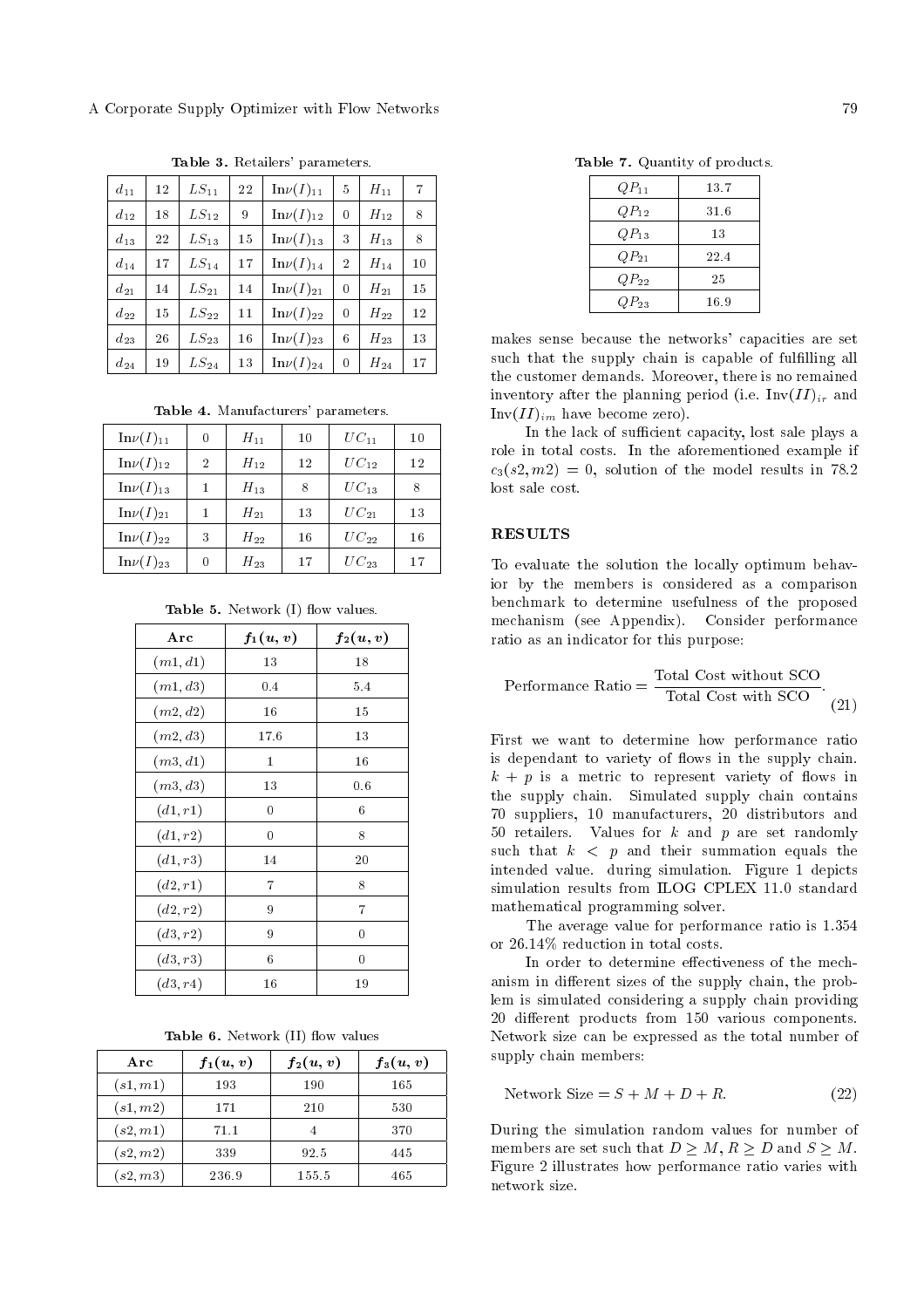**Table 3.** Retailers' parameters.

| | | | | | | | |
|---|---|---|---|---|---|---|---|
| $d_{11}$ | 12 | $LS_{11}$ | 22 | $\text{In}\nu(I)_{11}$ | 5 | $H_{11}$ | 7 |
| $d_{12}$ | 18 | $LS_{12}$ | 9 | $\text{In}\nu(I)_{12}$ | 0 | $H_{12}$ | 8 |
| $d_{13}$ | 22 | $LS_{13}$ | 15 | $\text{In}\nu(I)_{13}$ | 3 | $H_{13}$ | 8 |
| $d_{14}$ | 17 | $LS_{14}$ | 17 | $\text{In}\nu(I)_{14}$ | 2 | $H_{14}$ | 10 |
| $d_{21}$ | 14 | $LS_{21}$ | 14 | $\text{In}\nu(I)_{21}$ | 0 | $H_{21}$ | 15 |
| $d_{22}$ | 15 | $LS_{22}$ | 11 | $\text{In}\nu(I)_{22}$ | 0 | $H_{22}$ | 12 |
| $d_{23}$ | 26 | $LS_{23}$ | 16 | $\text{In}\nu(I)_{23}$ | 6 | $H_{23}$ | 13 |
| $d_{24}$ | 19 | $LS_{24}$ | 13 | $\text{In}\nu(I)_{24}$ | 0 | $H_{24}$ | 17 |

**Table 4.** Manufacturers' parameters.

| | | | | | |
|---|---|---|---|---|---|
| $\text{In}\nu(I)_{11}$ | 0 | $H_{11}$ | 10 | $UC_{11}$ | 10 |
| $\text{In}\nu(I)_{12}$ | 2 | $H_{12}$ | 12 | $UC_{12}$ | 12 |
| $\text{In}\nu(I)_{13}$ | 1 | $H_{13}$ | 8 | $UC_{13}$ | 8 |
| $\text{In}\nu(I)_{21}$ | 1 | $H_{21}$ | 13 | $UC_{21}$ | 13 |
| $\text{In}\nu(I)_{22}$ | 3 | $H_{22}$ | 16 | $UC_{22}$ | 16 |
| $\text{In}\nu(I)_{23}$ | 0 | $H_{23}$ | 17 | $UC_{23}$ | 17 |

**Table 5.** Network (I) flow values.

| Arc | $f_1(u,v)$ | $f_2(u,v)$ |
|---|---|---|
| $(m1, d1)$ | 13 | 18 |
| $(m1, d3)$ | 0.4 | 5.4 |
| $(m2, d2)$ | 16 | 15 |
| $(m2, d3)$ | 17.6 | 13 |
| $(m3, d1)$ | 1 | 16 |
| $(m3, d3)$ | 13 | 0.6 |
| $(d1, r1)$ | 0 | 6 |
| $(d1, r2)$ | 0 | 8 |
| $(d1, r3)$ | 14 | 20 |
| $(d2, r1)$ | 7 | 8 |
| $(d2, r2)$ | 9 | 7 |
| $(d3, r2)$ | 9 | 0 |
| $(d3, r3)$ | 6 | 0 |
| $(d3, r4)$ | 16 | 19 |

**Table 6.** Network (II) flow values

| Arc | $f_1(u,v)$ | $f_2(u,v)$ | $f_3(u,v)$ |
|---|---|---|---|
| $(s1, m1)$ | 193 | 190 | 165 |
| $(s1, m2)$ | 171 | 210 | 530 |
| $(s2, m1)$ | 71.1 | 4 | 370 |
| $(s2, m2)$ | 339 | 92.5 | 445 |
| $(s2, m3)$ | 236.9 | 155.5 | 465 |

**Table 7.** Quantity of products.

| | |
|---|---|
| $QP_{11}$ | 13.7 |
| $QP_{12}$ | 31.6 |
| $QP_{13}$ | 13 |
| $QP_{21}$ | 22.4 |
| $QP_{22}$ | 25 |
| $QP_{23}$ | 16.9 |

makes sense because the networks' capacities are set such that the supply chain is capable of fulfilling all the customer demands. Moreover, there is no remained inventory after the planning period (i.e. $\text{Inv}(II)_{ir}$ and $\text{Inv}(II)_{im}$ have become zero).

In the lack of sufficient capacity, lost sale plays a role in total costs. In the aforementioned example if $c_3(s2, m2) = 0$, solution of the model results in 78.2 lost sale cost.

## RESULTS

To evaluate the solution the locally optimum behavior by the members is considered as a comparison benchmark to determine usefulness of the proposed mechanism (see Appendix). Consider performance ratio as an indicator for this purpose:

$$\text{Performance Ratio} = \frac{\text{Total Cost without SCO}}{\text{Total Cost with SCO}}. \tag{21}$$

First we want to determine how performance ratio is dependant to variety of flows in the supply chain. $k + p$ is a metric to represent variety of flows in the supply chain. Simulated supply chain contains 70 suppliers, 10 manufacturers, 20 distributors and 50 retailers. Values for $k$ and $p$ are set randomly such that $k < p$ and their summation equals the intended value. during simulation. Figure 1 depicts simulation results from ILOG CPLEX 11.0 standard mathematical programming solver.

The average value for performance ratio is 1.354 or 26.14% reduction in total costs.

In order to determine effectiveness of the mechanism in different sizes of the supply chain, the problem is simulated considering a supply chain providing 20 different products from 150 various components. Network size can be expressed as the total number of supply chain members:

$$\text{Network Size} = S + M + D + R. \tag{22}$$

During the simulation random values for number of members are set such that $D \geq M$, $R \geq D$ and $S \geq M$. Figure 2 illustrates how performance ratio varies with network size.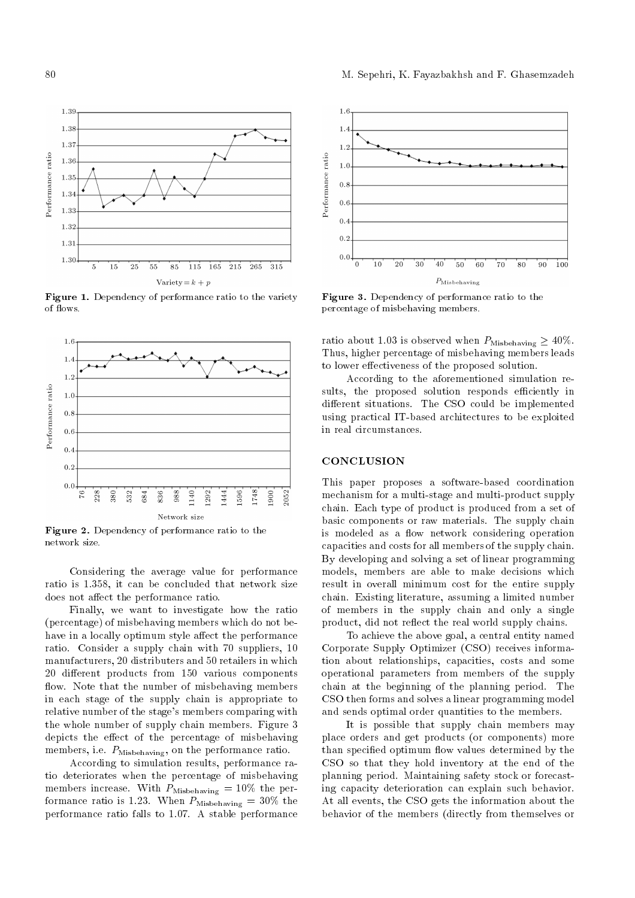Figure 1. Dependency of performance ratio to the variety of flows.

Figure 2. Dependency of performance ratio to the network size.

Considering the average value for performance ratio is 1.358, it can be concluded that network size does not affect the performance ratio.

Finally, we want to investigate how the ratio (percentage) of misbehaving members which do not behave in a locally optimum style affect the performance ratio. Consider a supply chain with 70 suppliers, 10 manufacturers, 20 distributers and 50 retailers in which 20 different products from 150 various components flow. Note that the number of misbehaving members in each stage of the supply chain is appropriate to relative number of the stage's members comparing with the whole number of supply chain members. Figure 3 depicts the effect of the percentage of misbehaving members, i.e. $P_{\text{Misbehaving}}$, on the performance ratio.

According to simulation results, performance ratio deteriorates when the percentage of misbehaving members increase. With $P_{\text{Misbehaving}} = 10\%$ the performance ratio is 1.23. When $P_{\text{Misbehaving}} = 30\%$ the performance ratio falls to 1.07. A stable performance ratio about 1.03 is observed when $P_{\text{Misbehaving}} \geq 40\%$. Thus, higher percentage of misbehaving members leads to lower effectiveness of the proposed solution.

Figure 3. Dependency of performance ratio to the percentage of misbehaving members.

According to the aforementioned simulation results, the proposed solution responds efficiently in different situations. The CSO could be implemented using practical IT-based architectures to be exploited in real circumstances.

## CONCLUSION

This paper proposes a software-based coordination mechanism for a multi-stage and multi-product supply chain. Each type of product is produced from a set of basic components or raw materials. The supply chain is modeled as a flow network considering operation capacities and costs for all members of the supply chain. By developing and solving a set of linear programming models, members are able to make decisions which result in overall minimum cost for the entire supply chain. Existing literature, assuming a limited number of members in the supply chain and only a single product, did not reflect the real world supply chains.

To achieve the above goal, a central entity named Corporate Supply Optimizer (CSO) receives information about relationships, capacities, costs and some operational parameters from members of the supply chain at the beginning of the planning period. The CSO then forms and solves a linear programming model and sends optimal order quantities to the members.

It is possible that supply chain members may place orders and get products (or components) more than specified optimum flow values determined by the CSO so that they hold inventory at the end of the planning period. Maintaining safety stock or forecasting capacity deterioration can explain such behavior. At all events, the CSO gets the information about the behavior of the members (directly from themselves or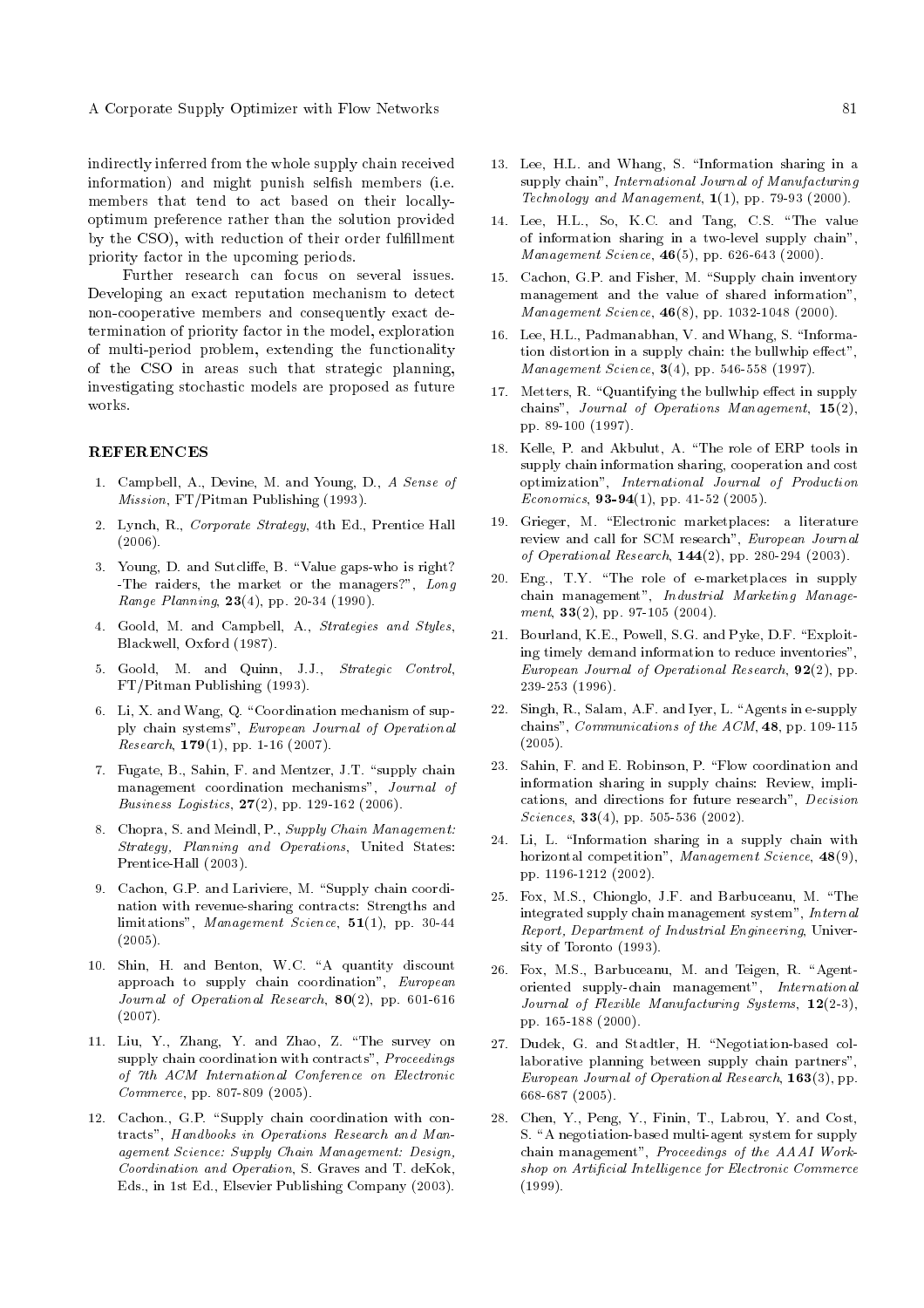indirectly inferred from the whole supply chain received information) and might punish selfish members (i.e. members that tend to act based on their locally-optimum preference rather than the solution provided by the CSO), with reduction of their order fulfillment priority factor in the upcoming periods.

Further research can focus on several issues. Developing an exact reputation mechanism to detect non-cooperative members and consequently exact determination of priority factor in the model, exploration of multi-period problem, extending the functionality of the CSO in areas such that strategic planning, investigating stochastic models are proposed as future works.

## REFERENCES

1. Campbell, A., Devine, M. and Young, D., *A Sense of Mission*, FT/Pitman Publishing (1993).

2. Lynch, R., *Corporate Strategy*, 4th Ed., Prentice Hall (2006).

3. Young, D. and Sutcliffe, B. "Value gaps-who is right? -The raiders, the market or the managers?", *Long Range Planning*, **23**(4), pp. 20-34 (1990).

4. Goold, M. and Campbell, A., *Strategies and Styles*, Blackwell, Oxford (1987).

5. Goold, M. and Quinn, J.J., *Strategic Control*, FT/Pitman Publishing (1993).

6. Li, X. and Wang, Q. "Coordination mechanism of supply chain systems", *European Journal of Operational Research*, **179**(1), pp. 1-16 (2007).

7. Fugate, B., Sahin, F. and Mentzer, J.T. "supply chain management coordination mechanisms", *Journal of Business Logistics*, **27**(2), pp. 129-162 (2006).

8. Chopra, S. and Meindl, P., *Supply Chain Management: Strategy, Planning and Operations*, United States: Prentice-Hall (2003).

9. Cachon, G.P. and Lariviere, M. "Supply chain coordination with revenue-sharing contracts: Strengths and limitations", *Management Science*, **51**(1), pp. 30-44 (2005).

10. Shin, H. and Benton, W.C. "A quantity discount approach to supply chain coordination", *European Journal of Operational Research*, **80**(2), pp. 601-616 (2007).

11. Liu, Y., Zhang, Y. and Zhao, Z. "The survey on supply chain coordination with contracts", *Proceedings of 7th ACM International Conference on Electronic Commerce*, pp. 807-809 (2005).

12. Cachon., G.P. "Supply chain coordination with contracts", *Handbooks in Operations Research and Management Science: Supply Chain Management: Design, Coordination and Operation*, S. Graves and T. deKok, Eds., in 1st Ed., Elsevier Publishing Company (2003).

13. Lee, H.L. and Whang, S. "Information sharing in a supply chain", *International Journal of Manufacturing Technology and Management*, **1**(1), pp. 79-93 (2000).

14. Lee, H.L., So, K.C. and Tang, C.S. "The value of information sharing in a two-level supply chain", *Management Science*, **46**(5), pp. 626-643 (2000).

15. Cachon, G.P. and Fisher, M. "Supply chain inventory management and the value of shared information", *Management Science*, **46**(8), pp. 1032-1048 (2000).

16. Lee, H.L., Padmanabhan, V. and Whang, S. "Information distortion in a supply chain: the bullwhip effect", *Management Science*, **3**(4), pp. 546-558 (1997).

17. Metters, R. "Quantifying the bullwhip effect in supply chains", *Journal of Operations Management*, **15**(2), pp. 89-100 (1997).

18. Kelle, P. and Akbulut, A. "The role of ERP tools in supply chain information sharing, cooperation and cost optimization", *International Journal of Production Economics*, **93-94**(1), pp. 41-52 (2005).

19. Grieger, M. "Electronic marketplaces: a literature review and call for SCM research", *European Journal of Operational Research*, **144**(2), pp. 280-294 (2003).

20. Eng., T.Y. "The role of e-marketplaces in supply chain management", *Industrial Marketing Management*, **33**(2), pp. 97-105 (2004).

21. Bourland, K.E., Powell, S.G. and Pyke, D.F. "Exploiting timely demand information to reduce inventories", *European Journal of Operational Research*, **92**(2), pp. 239-253 (1996).

22. Singh, R., Salam, A.F. and Iyer, L. "Agents in e-supply chains", *Communications of the ACM*, **48**, pp. 109-115 (2005).

23. Sahin, F. and E. Robinson, P. "Flow coordination and information sharing in supply chains: Review, implications, and directions for future research", *Decision Sciences*, **33**(4), pp. 505-536 (2002).

24. Li, L. "Information sharing in a supply chain with horizontal competition", *Management Science*, **48**(9), pp. 1196-1212 (2002).

25. Fox, M.S., Chionglo, J.F. and Barbuceanu, M. "The integrated supply chain management system", *Internal Report, Department of Industrial Engineering*, University of Toronto (1993).

26. Fox, M.S., Barbuceanu, M. and Teigen, R. "Agent-oriented supply-chain management", *International Journal of Flexible Manufacturing Systems*, **12**(2-3), pp. 165-188 (2000).

27. Dudek, G. and Stadtler, H. "Negotiation-based collaborative planning between supply chain partners", *European Journal of Operational Research*, **163**(3), pp. 668-687 (2005).

28. Chen, Y., Peng, Y., Finin, T., Labrou, Y. and Cost, S. "A negotiation-based multi-agent system for supply chain management", *Proceedings of the AAAI Workshop on Artificial Intelligence for Electronic Commerce* (1999).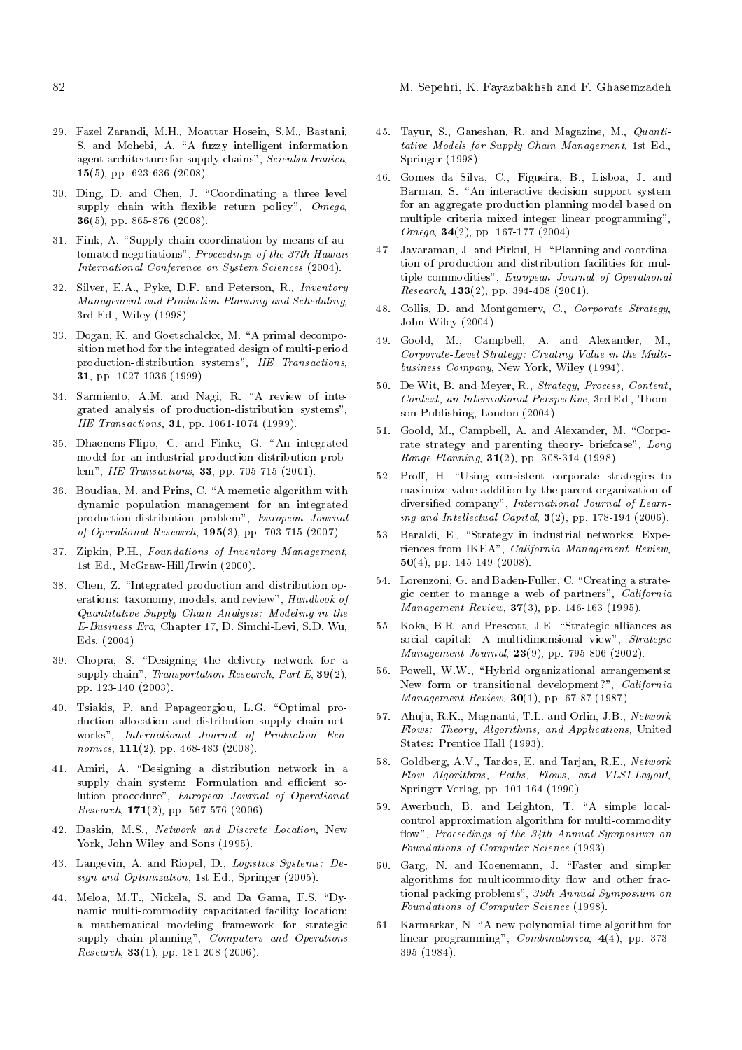29. Fazel Zarandi, M.H., Moattar Hosein, S.M., Bastani, S. and Mohebi, A. "A fuzzy intelligent information agent architecture for supply chains", *Scientia Iranica*, **15**(5), pp. 623-636 (2008).

30. Ding, D. and Chen, J. "Coordinating a three level supply chain with flexible return policy", *Omega*, **36**(5), pp. 865-876 (2008).

31. Fink, A. "Supply chain coordination by means of automated negotiations", *Proceedings of the 37th Hawaii International Conference on System Sciences* (2004).

32. Silver, E.A., Pyke, D.F. and Peterson, R., *Inventory Management and Production Planning and Scheduling*, 3rd Ed., Wiley (1998).

33. Dogan, K. and Goetschalckx, M. "A primal decomposition method for the integrated design of multi-period production-distribution systems", *IIE Transactions*, **31**, pp. 1027-1036 (1999).

34. Sarmiento, A.M. and Nagi, R. "A review of integrated analysis of production-distribution systems", *IIE Transactions*, **31**, pp. 1061-1074 (1999).

35. Dhaenens-Flipo, C. and Finke, G. "An integrated model for an industrial production-distribution problem", *IIE Transactions*, **33**, pp. 705-715 (2001).

36. Boudiaa, M. and Prins, C. "A memetic algorithm with dynamic population management for an integrated production-distribution problem", *European Journal of Operational Research*, **195**(3), pp. 703-715 (2007).

37. Zipkin, P.H., *Foundations of Inventory Management*, 1st Ed., McGraw-Hill/Irwin (2000).

38. Chen, Z. "Integrated production and distribution operations: taxonomy, models, and review", *Handbook of Quantitative Supply Chain Analysis: Modeling in the E-Business Era*, Chapter 17, D. Simchi-Levi, S.D. Wu, Eds. (2004)

39. Chopra, S. "Designing the delivery network for a supply chain", *Transportation Research, Part E*, **39**(2), pp. 123-140 (2003).

40. Tsiakis, P. and Papageorgiou, L.G. "Optimal production allocation and distribution supply chain networks", *International Journal of Production Economics*, **111**(2), pp. 468-483 (2008).

41. Amiri, A. "Designing a distribution network in a supply chain system: Formulation and efficient solution procedure", *European Journal of Operational Research*, **171**(2), pp. 567-576 (2006).

42. Daskin, M.S., *Network and Discrete Location*, New York, John Wiley and Sons (1995).

43. Langevin, A. and Riopel, D., *Logistics Systems: Design and Optimization*, 1st Ed., Springer (2005).

44. Meloa, M.T., Nickela, S. and Da Gama, F.S. "Dynamic multi-commodity capacitated facility location: a mathematical modeling framework for strategic supply chain planning", *Computers and Operations Research*, **33**(1), pp. 181-208 (2006).

45. Tayur, S., Ganeshan, R. and Magazine, M., *Quantitative Models for Supply Chain Management*, 1st Ed., Springer (1998).

46. Gomes da Silva, C., Figueira, B., Lisboa, J. and Barman, S. "An interactive decision support system for an aggregate production planning model based on multiple criteria mixed integer linear programming", *Omega*, **34**(2), pp. 167-177 (2004).

47. Jayaraman, J. and Pirkul, H. "Planning and coordination of production and distribution facilities for multiple commodities", *European Journal of Operational Research*, **133**(2), pp. 394-408 (2001).

48. Collis, D. and Montgomery, C., *Corporate Strategy*, John Wiley (2004).

49. Goold, M., Campbell, A. and Alexander, M., *Corporate-Level Strategy: Creating Value in the Multibusiness Company*, New York, Wiley (1994).

50. De Wit, B. and Meyer, R., *Strategy, Process, Content, Context, an International Perspective*, 3rd Ed., Thomson Publishing, London (2004).

51. Goold, M., Campbell, A. and Alexander, M. "Corporate strategy and parenting theory- briefcase", *Long Range Planning*, **31**(2), pp. 308-314 (1998).

52. Proff, H. "Using consistent corporate strategies to maximize value addition by the parent organization of diversified company", *International Journal of Learning and Intellectual Capital*, **3**(2), pp. 178-194 (2006).

53. Baraldi, E., "Strategy in industrial networks: Experiences from IKEA", *California Management Review*, **50**(4), pp. 145-149 (2008).

54. Lorenzoni, G. and Baden-Fuller, C. "Creating a strategic center to manage a web of partners", *California Management Review*, **37**(3), pp. 146-163 (1995).

55. Koka, B.R. and Prescott, J.E. "Strategic alliances as social capital: A multidimensional view", *Strategic Management Journal*, **23**(9), pp. 795-806 (2002).

56. Powell, W.W., "Hybrid organizational arrangements: New form or transitional development?", *California Management Review*, **30**(1), pp. 67-87 (1987).

57. Ahuja, R.K., Magnanti, T.L. and Orlin, J.B., *Network Flows: Theory, Algorithms, and Applications*, United States: Prentice Hall (1993).

58. Goldberg, A.V., Tardos, E. and Tarjan, R.E., *Network Flow Algorithms, Paths, Flows, and VLSI-Layout*, Springer-Verlag, pp. 101-164 (1990).

59. Awerbuch, B. and Leighton, T. "A simple local-control approximation algorithm for multi-commodity flow", *Proceedings of the 34th Annual Symposium on Foundations of Computer Science* (1993).

60. Garg, N. and Koenemann, J. "Faster and simpler algorithms for multicommodity flow and other fractional packing problems", *39th Annual Symposium on Foundations of Computer Science* (1998).

61. Karmarkar, N. "A new polynomial time algorithm for linear programming", *Combinatorica*, **4**(4), pp. 373-395 (1984).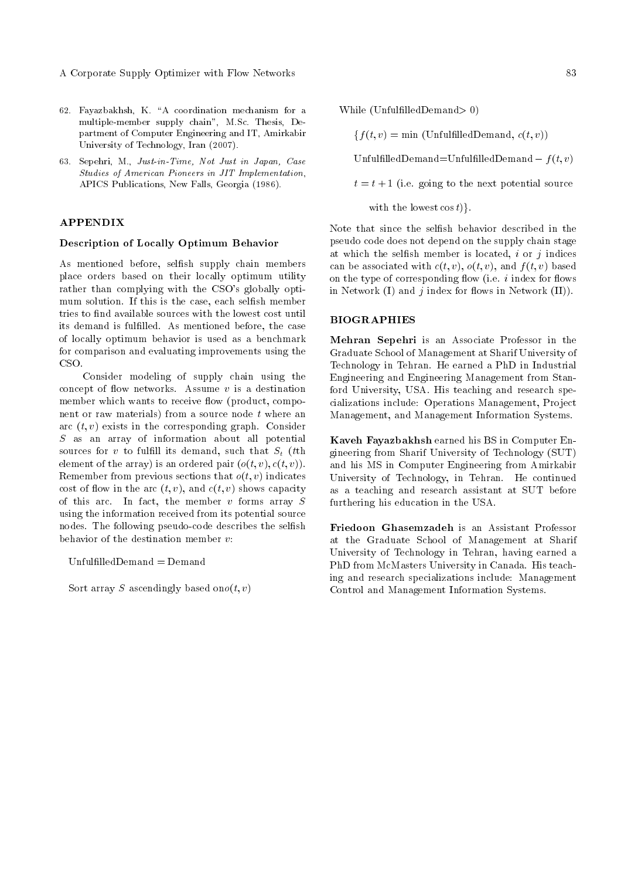62. Fayazbakhsh, K. "A coordination mechanism for a multiple-member supply chain", M.Sc. Thesis, Department of Computer Engineering and IT, Amirkabir University of Technology, Iran (2007).

63. Sepehri, M., *Just-in-Time, Not Just in Japan, Case Studies of American Pioneers in JIT Implementation*, APICS Publications, New Falls, Georgia (1986).

## APPENDIX

### Description of Locally Optimum Behavior

As mentioned before, selfish supply chain members place orders based on their locally optimum utility rather than complying with the CSO's globally optimum solution. If this is the case, each selfish member tries to find available sources with the lowest cost until its demand is fulfilled. As mentioned before, the case of locally optimum behavior is used as a benchmark for comparison and evaluating improvements using the CSO.

Consider modeling of supply chain using the concept of flow networks. Assume $v$ is a destination member which wants to receive flow (product, component or raw materials) from a source node $t$ where an arc $(t, v)$ exists in the corresponding graph. Consider $S$ as an array of information about all potential sources for $v$ to fulfill its demand, such that $S_t$ ($t$th element of the array) is an ordered pair $(o(t, v), c(t, v))$. Remember from previous sections that $o(t, v)$ indicates cost of flow in the arc $(t, v)$, and $c(t, v)$ shows capacity of this arc. In fact, the member $v$ forms array $S$ using the information received from its potential source nodes. The following pseudo-code describes the selfish behavior of the destination member $v$:

UnfulfilledDemand = Demand

Sort array $S$ ascendingly based on$o(t, v)$

While (UnfulfilledDemand> 0)

{$f(t, v) = \min$ (UnfulfilledDemand, $c(t, v)$)

UnfulfilledDemand=UnfulfilledDemand $- f(t, v)$

$t = t + 1$ (i.e. going to the next potential source

with the lowest cost)}.

Note that since the selfish behavior described in the pseudo code does not depend on the supply chain stage at which the selfish member is located, $i$ or $j$ indices can be associated with $c(t, v)$, $o(t, v)$, and $f(t, v)$ based on the type of corresponding flow (i.e. $i$ index for flows in Network (I) and $j$ index for flows in Network (II)).

## BIOGRAPHIES

**Mehran Sepehri** is an Associate Professor in the Graduate School of Management at Sharif University of Technology in Tehran. He earned a PhD in Industrial Engineering and Engineering Management from Stanford University, USA. His teaching and research specializations include: Operations Management, Project Management, and Management Information Systems.

**Kaveh Fayazbakhsh** earned his BS in Computer Engineering from Sharif University of Technology (SUT) and his MS in Computer Engineering from Amirkabir University of Technology, in Tehran. He continued as a teaching and research assistant at SUT before furthering his education in the USA.

**Friedoon Ghasemzadeh** is an Assistant Professor at the Graduate School of Management at Sharif University of Technology in Tehran, having earned a PhD from McMasters University in Canada. His teaching and research specializations include: Management Control and Management Information Systems.